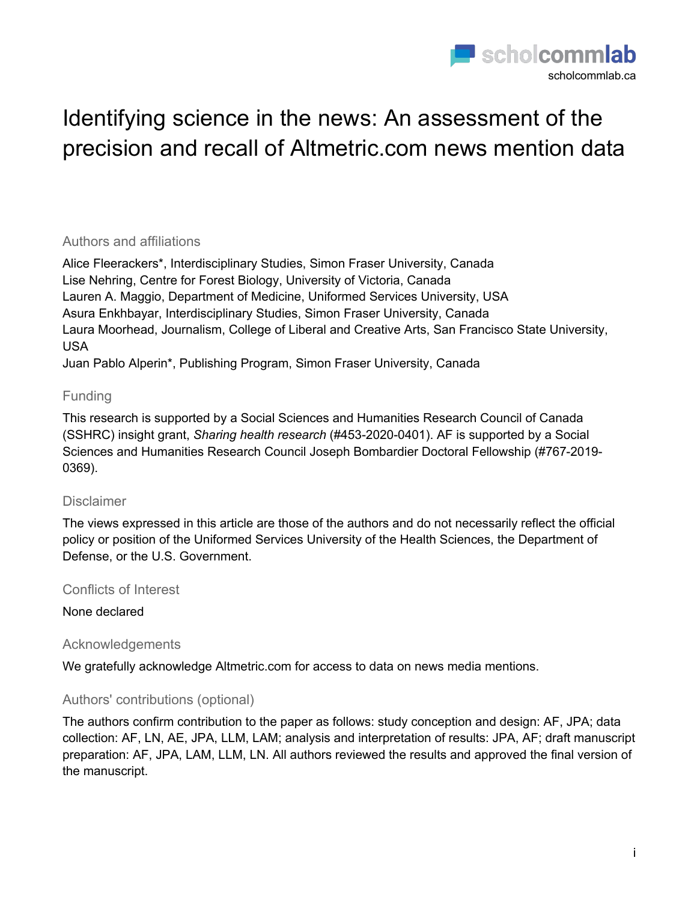# Identifying science in the news: An assessment of the precision and recall of Altmetric.com news mention data

## Authors and affiliations

Alice Fleerackers*, Interdisciplinary Studies, Simon Fraser University, Canada
Lise Nehring, Centre for Forest Biology, University of Victoria, Canada
Lauren A. Maggio, Department of Medicine, Uniformed Services University, USA
Asura Enkhbayar, Interdisciplinary Studies, Simon Fraser University, Canada
Laura Moorhead, Journalism, College of Liberal and Creative Arts, San Francisco State University, USA
Juan Pablo Alperin*, Publishing Program, Simon Fraser University, Canada

## Funding

This research is supported by a Social Sciences and Humanities Research Council of Canada (SSHRC) insight grant, *Sharing health research* (#453-2020-0401). AF is supported by a Social Sciences and Humanities Research Council Joseph Bombardier Doctoral Fellowship (#767-2019-0369).

## Disclaimer

The views expressed in this article are those of the authors and do not necessarily reflect the official policy or position of the Uniformed Services University of the Health Sciences, the Department of Defense, or the U.S. Government.

## Conflicts of Interest

None declared

## Acknowledgements

We gratefully acknowledge Altmetric.com for access to data on news media mentions.

## Authors' contributions (optional)

The authors confirm contribution to the paper as follows: study conception and design: AF, JPA; data collection: AF, LN, AE, JPA, LLM, LAM; analysis and interpretation of results: JPA, AF; draft manuscript preparation: AF, JPA, LAM, LLM, LN. All authors reviewed the results and approved the final version of the manuscript.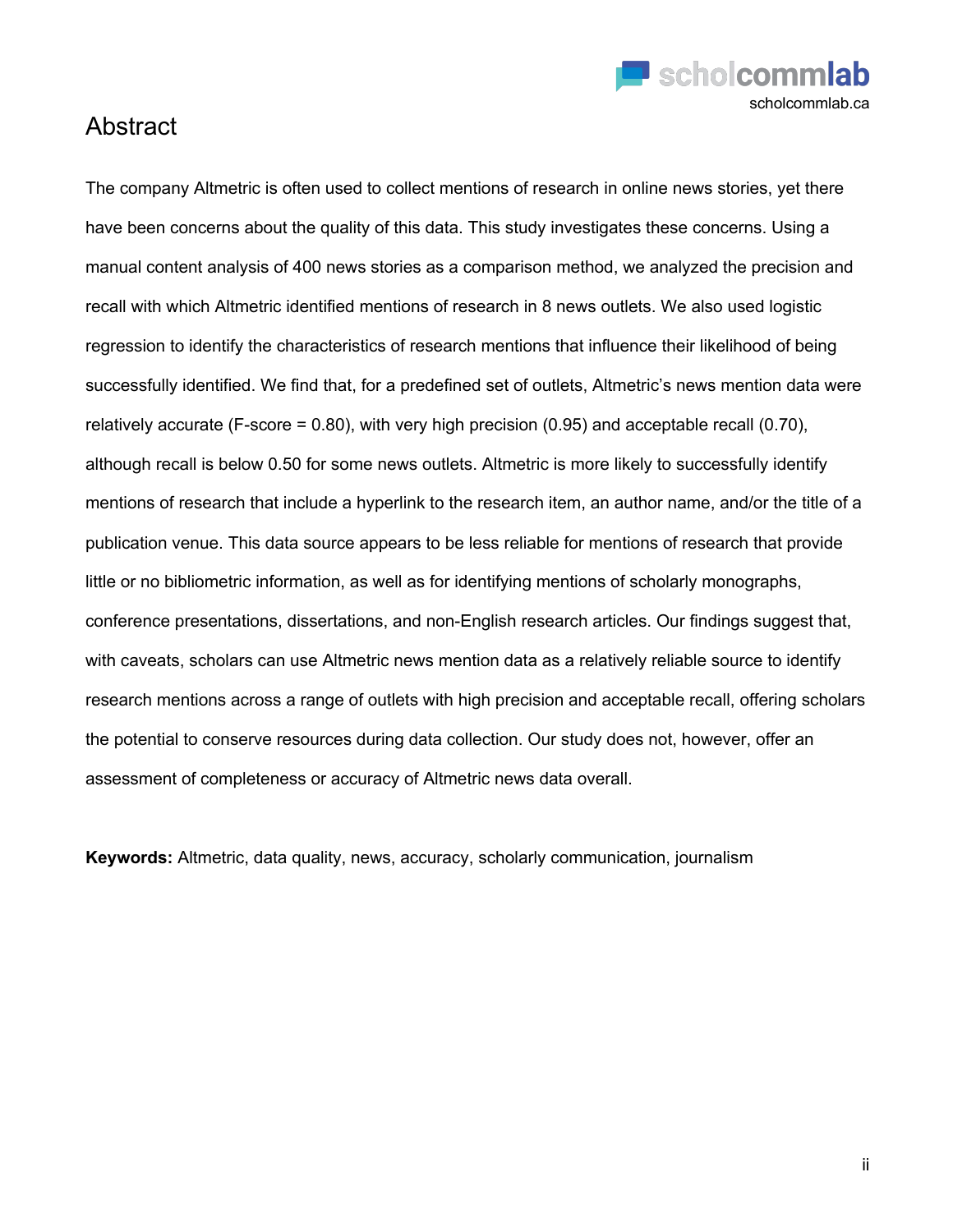# Abstract

The company Altmetric is often used to collect mentions of research in online news stories, yet there have been concerns about the quality of this data. This study investigates these concerns. Using a manual content analysis of 400 news stories as a comparison method, we analyzed the precision and recall with which Altmetric identified mentions of research in 8 news outlets. We also used logistic regression to identify the characteristics of research mentions that influence their likelihood of being successfully identified. We find that, for a predefined set of outlets, Altmetric's news mention data were relatively accurate (F-score = 0.80), with very high precision (0.95) and acceptable recall (0.70), although recall is below 0.50 for some news outlets. Altmetric is more likely to successfully identify mentions of research that include a hyperlink to the research item, an author name, and/or the title of a publication venue. This data source appears to be less reliable for mentions of research that provide little or no bibliometric information, as well as for identifying mentions of scholarly monographs, conference presentations, dissertations, and non-English research articles. Our findings suggest that, with caveats, scholars can use Altmetric news mention data as a relatively reliable source to identify research mentions across a range of outlets with high precision and acceptable recall, offering scholars the potential to conserve resources during data collection. Our study does not, however, offer an assessment of completeness or accuracy of Altmetric news data overall.

**Keywords:** Altmetric, data quality, news, accuracy, scholarly communication, journalism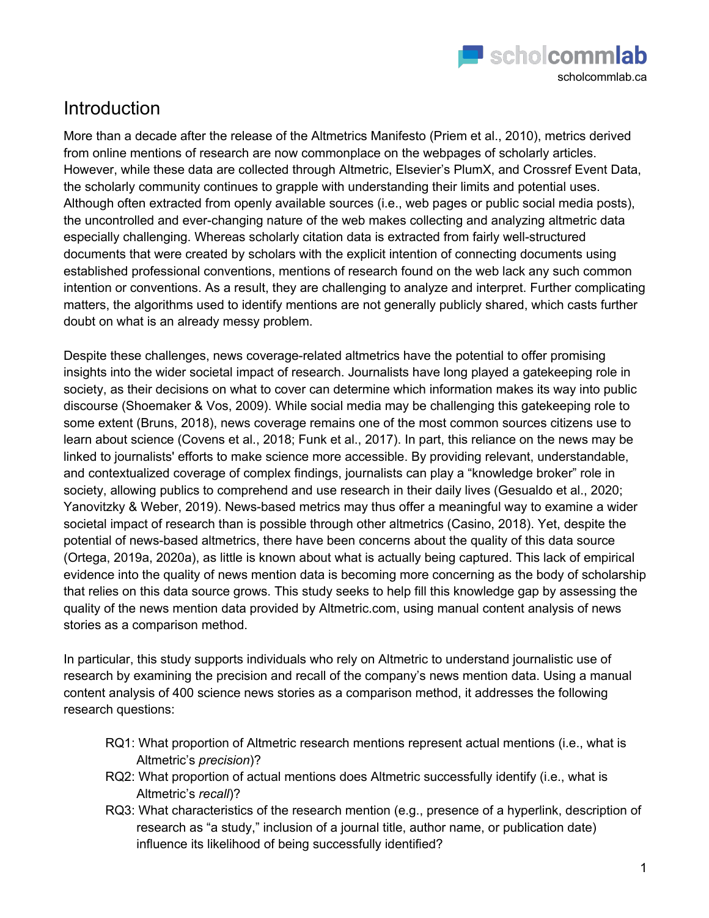# Introduction

More than a decade after the release of the Altmetrics Manifesto (Priem et al., 2010), metrics derived from online mentions of research are now commonplace on the webpages of scholarly articles. However, while these data are collected through Altmetric, Elsevier's PlumX, and Crossref Event Data, the scholarly community continues to grapple with understanding their limits and potential uses. Although often extracted from openly available sources (i.e., web pages or public social media posts), the uncontrolled and ever-changing nature of the web makes collecting and analyzing altmetric data especially challenging. Whereas scholarly citation data is extracted from fairly well-structured documents that were created by scholars with the explicit intention of connecting documents using established professional conventions, mentions of research found on the web lack any such common intention or conventions. As a result, they are challenging to analyze and interpret. Further complicating matters, the algorithms used to identify mentions are not generally publicly shared, which casts further doubt on what is an already messy problem.

Despite these challenges, news coverage-related altmetrics have the potential to offer promising insights into the wider societal impact of research. Journalists have long played a gatekeeping role in society, as their decisions on what to cover can determine which information makes its way into public discourse (Shoemaker & Vos, 2009). While social media may be challenging this gatekeeping role to some extent (Bruns, 2018), news coverage remains one of the most common sources citizens use to learn about science (Covens et al., 2018; Funk et al., 2017). In part, this reliance on the news may be linked to journalists' efforts to make science more accessible. By providing relevant, understandable, and contextualized coverage of complex findings, journalists can play a "knowledge broker" role in society, allowing publics to comprehend and use research in their daily lives (Gesualdo et al., 2020; Yanovitzky & Weber, 2019). News-based metrics may thus offer a meaningful way to examine a wider societal impact of research than is possible through other altmetrics (Casino, 2018). Yet, despite the potential of news-based altmetrics, there have been concerns about the quality of this data source (Ortega, 2019a, 2020a), as little is known about what is actually being captured. This lack of empirical evidence into the quality of news mention data is becoming more concerning as the body of scholarship that relies on this data source grows. This study seeks to help fill this knowledge gap by assessing the quality of the news mention data provided by Altmetric.com, using manual content analysis of news stories as a comparison method.

In particular, this study supports individuals who rely on Altmetric to understand journalistic use of research by examining the precision and recall of the company's news mention data. Using a manual content analysis of 400 science news stories as a comparison method, it addresses the following research questions:

- RQ1: What proportion of Altmetric research mentions represent actual mentions (i.e., what is Altmetric's *precision*)?
- RQ2: What proportion of actual mentions does Altmetric successfully identify (i.e., what is Altmetric's *recall*)?
- RQ3: What characteristics of the research mention (e.g., presence of a hyperlink, description of research as "a study," inclusion of a journal title, author name, or publication date) influence its likelihood of being successfully identified?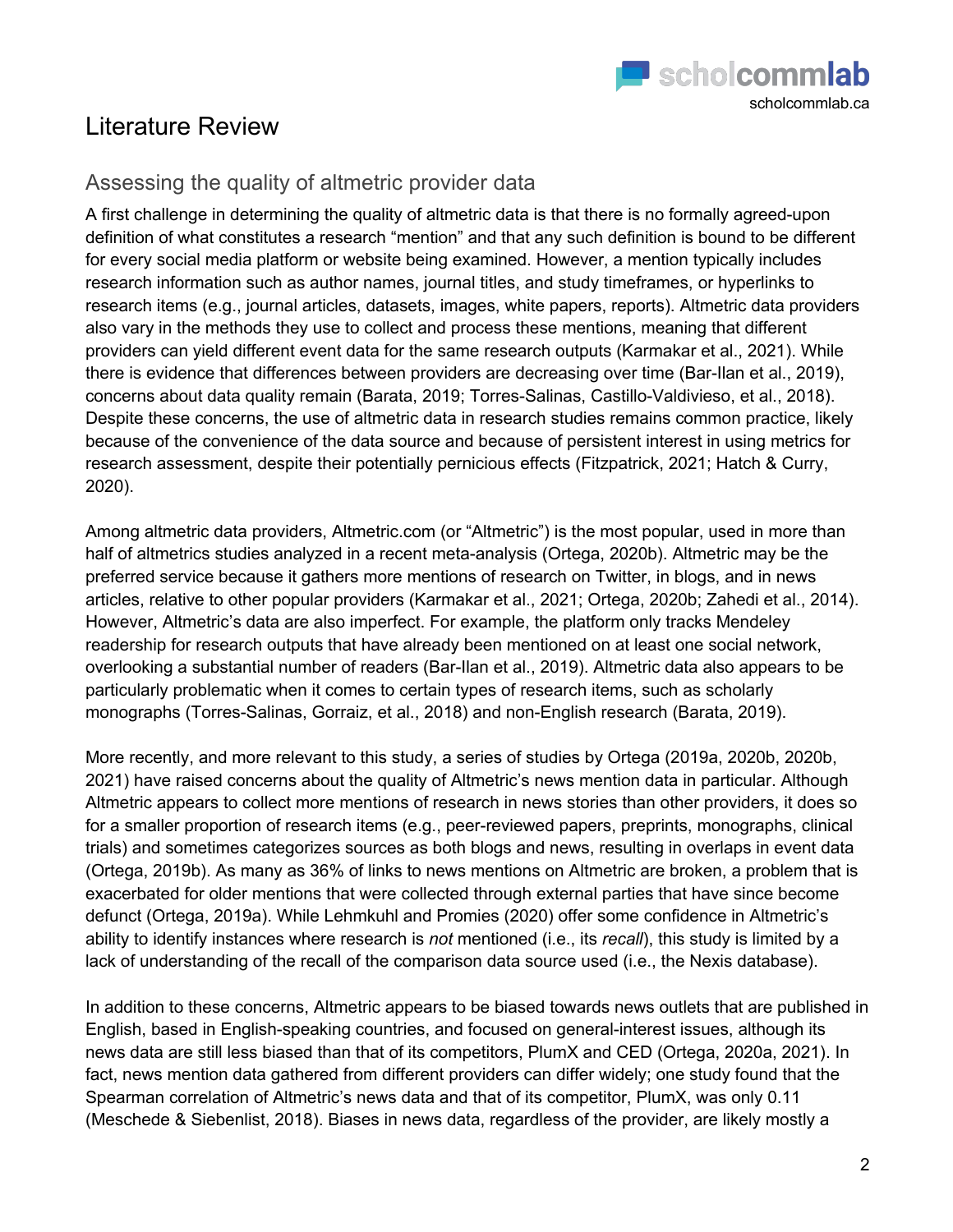# Literature Review

## Assessing the quality of altmetric provider data

A first challenge in determining the quality of altmetric data is that there is no formally agreed-upon definition of what constitutes a research "mention" and that any such definition is bound to be different for every social media platform or website being examined. However, a mention typically includes research information such as author names, journal titles, and study timeframes, or hyperlinks to research items (e.g., journal articles, datasets, images, white papers, reports). Altmetric data providers also vary in the methods they use to collect and process these mentions, meaning that different providers can yield different event data for the same research outputs (Karmakar et al., 2021). While there is evidence that differences between providers are decreasing over time (Bar-Ilan et al., 2019), concerns about data quality remain (Barata, 2019; Torres-Salinas, Castillo-Valdivieso, et al., 2018). Despite these concerns, the use of altmetric data in research studies remains common practice, likely because of the convenience of the data source and because of persistent interest in using metrics for research assessment, despite their potentially pernicious effects (Fitzpatrick, 2021; Hatch & Curry, 2020).

Among altmetric data providers, Altmetric.com (or "Altmetric") is the most popular, used in more than half of altmetrics studies analyzed in a recent meta-analysis (Ortega, 2020b). Altmetric may be the preferred service because it gathers more mentions of research on Twitter, in blogs, and in news articles, relative to other popular providers (Karmakar et al., 2021; Ortega, 2020b; Zahedi et al., 2014). However, Altmetric's data are also imperfect. For example, the platform only tracks Mendeley readership for research outputs that have already been mentioned on at least one social network, overlooking a substantial number of readers (Bar-Ilan et al., 2019). Altmetric data also appears to be particularly problematic when it comes to certain types of research items, such as scholarly monographs (Torres-Salinas, Gorraiz, et al., 2018) and non-English research (Barata, 2019).

More recently, and more relevant to this study, a series of studies by Ortega (2019a, 2020b, 2020b, 2021) have raised concerns about the quality of Altmetric's news mention data in particular. Although Altmetric appears to collect more mentions of research in news stories than other providers, it does so for a smaller proportion of research items (e.g., peer-reviewed papers, preprints, monographs, clinical trials) and sometimes categorizes sources as both blogs and news, resulting in overlaps in event data (Ortega, 2019b). As many as 36% of links to news mentions on Altmetric are broken, a problem that is exacerbated for older mentions that were collected through external parties that have since become defunct (Ortega, 2019a). While Lehmkuhl and Promies (2020) offer some confidence in Altmetric's ability to identify instances where research is *not* mentioned (i.e., its *recall*), this study is limited by a lack of understanding of the recall of the comparison data source used (i.e., the Nexis database).

In addition to these concerns, Altmetric appears to be biased towards news outlets that are published in English, based in English-speaking countries, and focused on general-interest issues, although its news data are still less biased than that of its competitors, PlumX and CED (Ortega, 2020a, 2021). In fact, news mention data gathered from different providers can differ widely; one study found that the Spearman correlation of Altmetric's news data and that of its competitor, PlumX, was only 0.11 (Meschede & Siebenlist, 2018). Biases in news data, regardless of the provider, are likely mostly a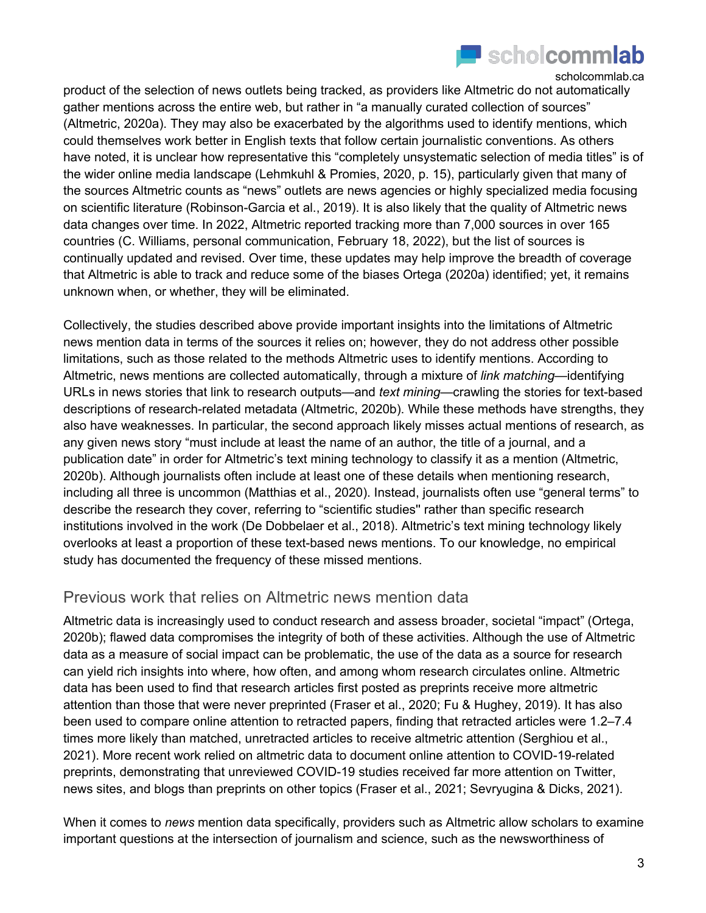product of the selection of news outlets being tracked, as providers like Altmetric do not automatically gather mentions across the entire web, but rather in "a manually curated collection of sources" (Altmetric, 2020a). They may also be exacerbated by the algorithms used to identify mentions, which could themselves work better in English texts that follow certain journalistic conventions. As others have noted, it is unclear how representative this "completely unsystematic selection of media titles" is of the wider online media landscape (Lehmkuhl & Promies, 2020, p. 15), particularly given that many of the sources Altmetric counts as "news" outlets are news agencies or highly specialized media focusing on scientific literature (Robinson-Garcia et al., 2019). It is also likely that the quality of Altmetric news data changes over time. In 2022, Altmetric reported tracking more than 7,000 sources in over 165 countries (C. Williams, personal communication, February 18, 2022), but the list of sources is continually updated and revised. Over time, these updates may help improve the breadth of coverage that Altmetric is able to track and reduce some of the biases Ortega (2020a) identified; yet, it remains unknown when, or whether, they will be eliminated.

Collectively, the studies described above provide important insights into the limitations of Altmetric news mention data in terms of the sources it relies on; however, they do not address other possible limitations, such as those related to the methods Altmetric uses to identify mentions. According to Altmetric, news mentions are collected automatically, through a mixture of *link matching*—identifying URLs in news stories that link to research outputs—and *text mining*—crawling the stories for text-based descriptions of research-related metadata (Altmetric, 2020b). While these methods have strengths, they also have weaknesses. In particular, the second approach likely misses actual mentions of research, as any given news story "must include at least the name of an author, the title of a journal, and a publication date" in order for Altmetric's text mining technology to classify it as a mention (Altmetric, 2020b). Although journalists often include at least one of these details when mentioning research, including all three is uncommon (Matthias et al., 2020). Instead, journalists often use "general terms" to describe the research they cover, referring to "scientific studies" rather than specific research institutions involved in the work (De Dobbelaer et al., 2018). Altmetric's text mining technology likely overlooks at least a proportion of these text-based news mentions. To our knowledge, no empirical study has documented the frequency of these missed mentions.

## Previous work that relies on Altmetric news mention data

Altmetric data is increasingly used to conduct research and assess broader, societal "impact" (Ortega, 2020b); flawed data compromises the integrity of both of these activities. Although the use of Altmetric data as a measure of social impact can be problematic, the use of the data as a source for research can yield rich insights into where, how often, and among whom research circulates online. Altmetric data has been used to find that research articles first posted as preprints receive more altmetric attention than those that were never preprinted (Fraser et al., 2020; Fu & Hughey, 2019). It has also been used to compare online attention to retracted papers, finding that retracted articles were 1.2–7.4 times more likely than matched, unretracted articles to receive altmetric attention (Serghiou et al., 2021). More recent work relied on altmetric data to document online attention to COVID-19-related preprints, demonstrating that unreviewed COVID-19 studies received far more attention on Twitter, news sites, and blogs than preprints on other topics (Fraser et al., 2021; Sevryugina & Dicks, 2021).

When it comes to *news* mention data specifically, providers such as Altmetric allow scholars to examine important questions at the intersection of journalism and science, such as the newsworthiness of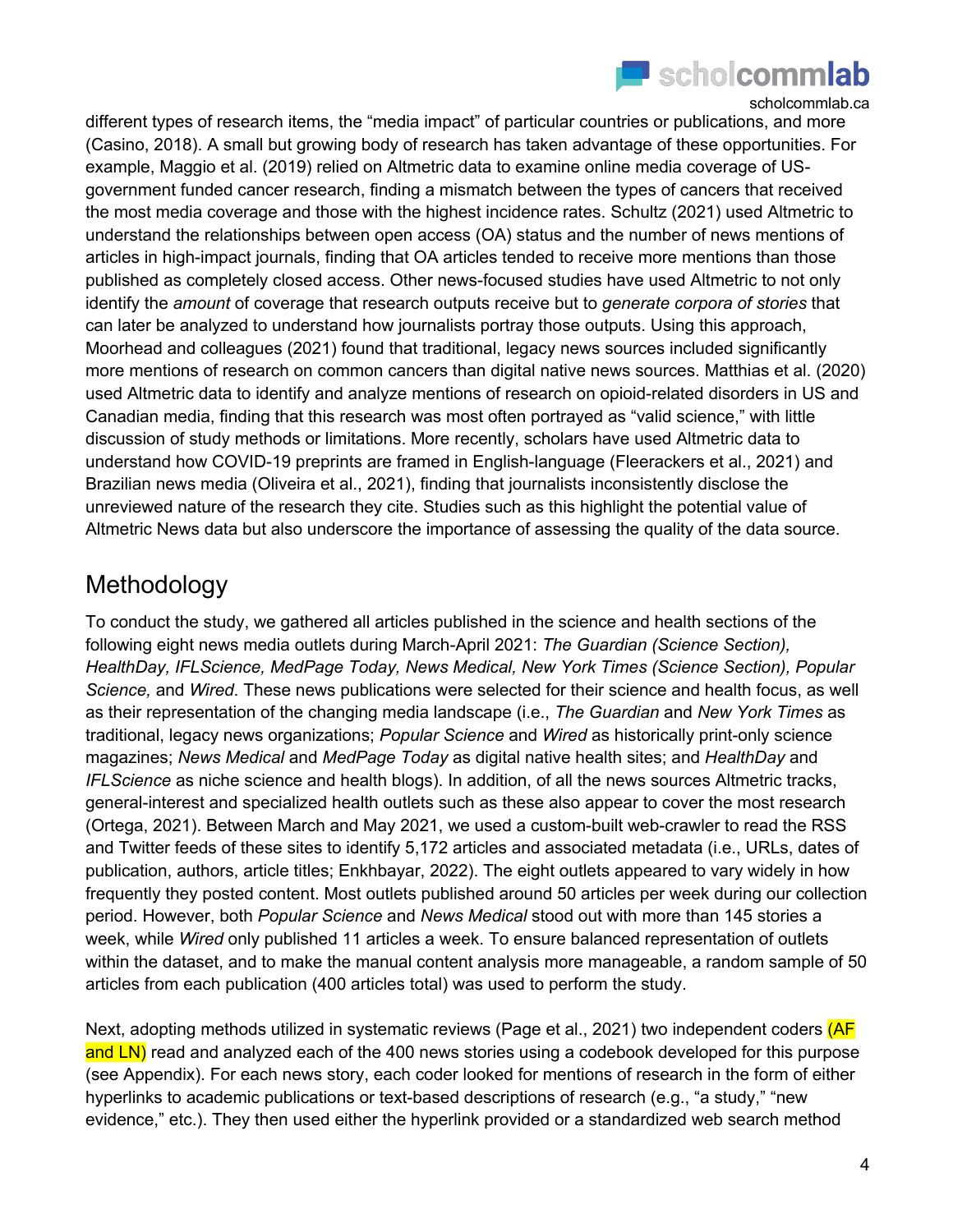different types of research items, the "media impact" of particular countries or publications, and more (Casino, 2018). A small but growing body of research has taken advantage of these opportunities. For example, Maggio et al. (2019) relied on Altmetric data to examine online media coverage of US-government funded cancer research, finding a mismatch between the types of cancers that received the most media coverage and those with the highest incidence rates. Schultz (2021) used Altmetric to understand the relationships between open access (OA) status and the number of news mentions of articles in high-impact journals, finding that OA articles tended to receive more mentions than those published as completely closed access. Other news-focused studies have used Altmetric to not only identify the *amount* of coverage that research outputs receive but to *generate corpora of stories* that can later be analyzed to understand how journalists portray those outputs. Using this approach, Moorhead and colleagues (2021) found that traditional, legacy news sources included significantly more mentions of research on common cancers than digital native news sources. Matthias et al. (2020) used Altmetric data to identify and analyze mentions of research on opioid-related disorders in US and Canadian media, finding that this research was most often portrayed as "valid science," with little discussion of study methods or limitations. More recently, scholars have used Altmetric data to understand how COVID-19 preprints are framed in English-language (Fleerackers et al., 2021) and Brazilian news media (Oliveira et al., 2021), finding that journalists inconsistently disclose the unreviewed nature of the research they cite. Studies such as this highlight the potential value of Altmetric News data but also underscore the importance of assessing the quality of the data source.

## Methodology

To conduct the study, we gathered all articles published in the science and health sections of the following eight news media outlets during March-April 2021: *The Guardian (Science Section), HealthDay, IFLScience, MedPage Today, News Medical, New York Times (Science Section), Popular Science,* and *Wired*. These news publications were selected for their science and health focus, as well as their representation of the changing media landscape (i.e., *The Guardian* and *New York Times* as traditional, legacy news organizations; *Popular Science* and *Wired* as historically print-only science magazines; *News Medical* and *MedPage Today* as digital native health sites; and *HealthDay* and *IFLScience* as niche science and health blogs). In addition, of all the news sources Altmetric tracks, general-interest and specialized health outlets such as these also appear to cover the most research (Ortega, 2021). Between March and May 2021, we used a custom-built web-crawler to read the RSS and Twitter feeds of these sites to identify 5,172 articles and associated metadata (i.e., URLs, dates of publication, authors, article titles; Enkhbayar, 2022). The eight outlets appeared to vary widely in how frequently they posted content. Most outlets published around 50 articles per week during our collection period. However, both *Popular Science* and *News Medical* stood out with more than 145 stories a week, while *Wired* only published 11 articles a week. To ensure balanced representation of outlets within the dataset, and to make the manual content analysis more manageable, a random sample of 50 articles from each publication (400 articles total) was used to perform the study.

Next, adopting methods utilized in systematic reviews (Page et al., 2021) two independent coders (AF and LN) read and analyzed each of the 400 news stories using a codebook developed for this purpose (see Appendix). For each news story, each coder looked for mentions of research in the form of either hyperlinks to academic publications or text-based descriptions of research (e.g., "a study," "new evidence," etc.). They then used either the hyperlink provided or a standardized web search method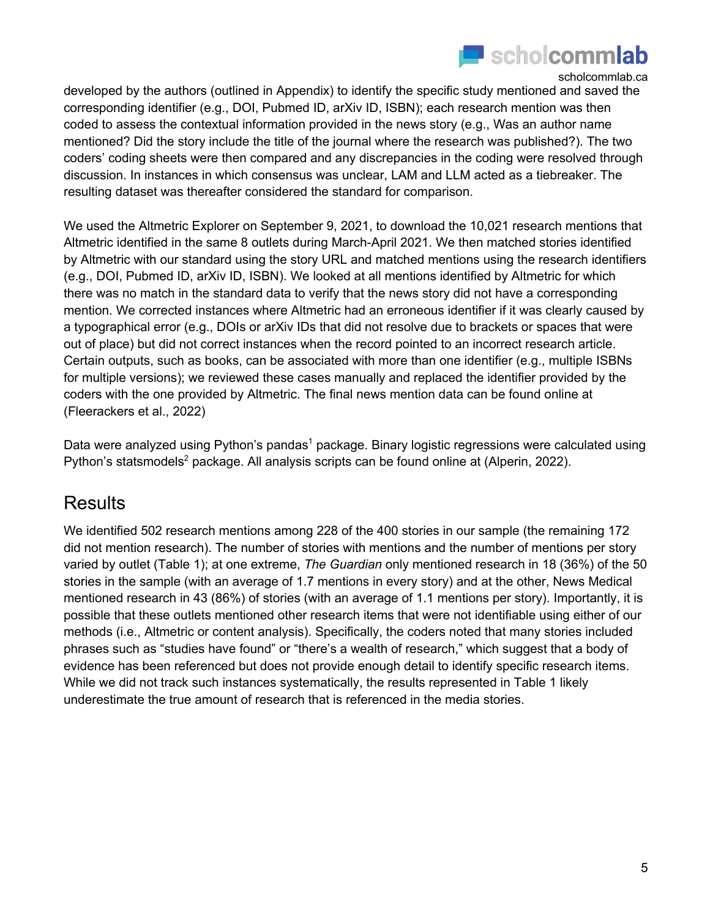developed by the authors (outlined in Appendix) to identify the specific study mentioned and saved the corresponding identifier (e.g., DOI, Pubmed ID, arXiv ID, ISBN); each research mention was then coded to assess the contextual information provided in the news story (e.g., Was an author name mentioned? Did the story include the title of the journal where the research was published?). The two coders' coding sheets were then compared and any discrepancies in the coding were resolved through discussion. In instances in which consensus was unclear, LAM and LLM acted as a tiebreaker. The resulting dataset was thereafter considered the standard for comparison.

We used the Altmetric Explorer on September 9, 2021, to download the 10,021 research mentions that Altmetric identified in the same 8 outlets during March-April 2021. We then matched stories identified by Altmetric with our standard using the story URL and matched mentions using the research identifiers (e.g., DOI, Pubmed ID, arXiv ID, ISBN). We looked at all mentions identified by Altmetric for which there was no match in the standard data to verify that the news story did not have a corresponding mention. We corrected instances where Altmetric had an erroneous identifier if it was clearly caused by a typographical error (e.g., DOIs or arXiv IDs that did not resolve due to brackets or spaces that were out of place) but did not correct instances when the record pointed to an incorrect research article. Certain outputs, such as books, can be associated with more than one identifier (e.g., multiple ISBNs for multiple versions); we reviewed these cases manually and replaced the identifier provided by the coders with the one provided by Altmetric. The final news mention data can be found online at (Fleerackers et al., 2022)

Data were analyzed using Python's pandas[1] package. Binary logistic regressions were calculated using Python's statsmodels[2] package. All analysis scripts can be found online at (Alperin, 2022).

## Results

We identified 502 research mentions among 228 of the 400 stories in our sample (the remaining 172 did not mention research). The number of stories with mentions and the number of mentions per story varied by outlet (Table 1); at one extreme, *The Guardian* only mentioned research in 18 (36%) of the 50 stories in the sample (with an average of 1.7 mentions in every story) and at the other, News Medical mentioned research in 43 (86%) of stories (with an average of 1.1 mentions per story). Importantly, it is possible that these outlets mentioned other research items that were not identifiable using either of our methods (i.e., Altmetric or content analysis). Specifically, the coders noted that many stories included phrases such as "studies have found" or "there's a wealth of research," which suggest that a body of evidence has been referenced but does not provide enough detail to identify specific research items. While we did not track such instances systematically, the results represented in Table 1 likely underestimate the true amount of research that is referenced in the media stories.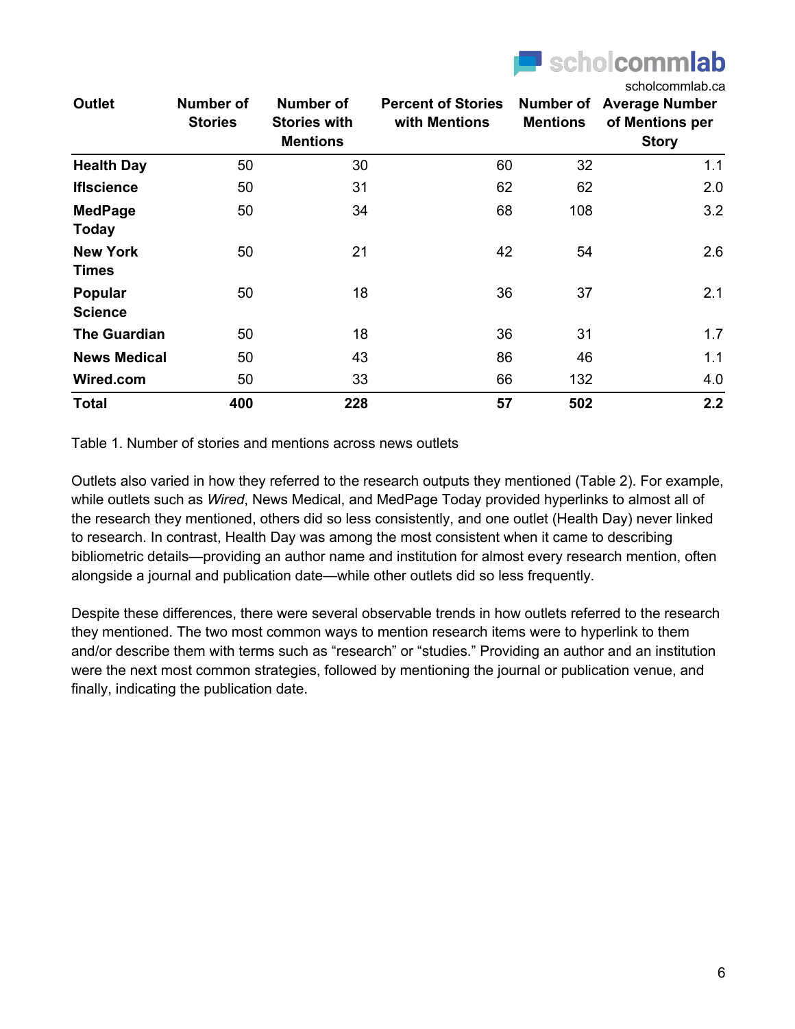| Outlet | Number of Stories | Number of Stories with Mentions | Percent of Stories with Mentions | Number of Mentions | Average Number of Mentions per Story |
|---|---|---|---|---|---|
| **Health Day** | 50 | 30 | 60 | 32 | 1.1 |
| **Iflscience** | 50 | 31 | 62 | 62 | 2.0 |
| **MedPage Today** | 50 | 34 | 68 | 108 | 3.2 |
| **New York Times** | 50 | 21 | 42 | 54 | 2.6 |
| **Popular Science** | 50 | 18 | 36 | 37 | 2.1 |
| **The Guardian** | 50 | 18 | 36 | 31 | 1.7 |
| **News Medical** | 50 | 43 | 86 | 46 | 1.1 |
| **Wired.com** | 50 | 33 | 66 | 132 | 4.0 |
| **Total** | **400** | **228** | **57** | **502** | **2.2** |

Table 1. Number of stories and mentions across news outlets

Outlets also varied in how they referred to the research outputs they mentioned (Table 2). For example, while outlets such as *Wired*, News Medical, and MedPage Today provided hyperlinks to almost all of the research they mentioned, others did so less consistently, and one outlet (Health Day) never linked to research. In contrast, Health Day was among the most consistent when it came to describing bibliometric details—providing an author name and institution for almost every research mention, often alongside a journal and publication date—while other outlets did so less frequently.

Despite these differences, there were several observable trends in how outlets referred to the research they mentioned. The two most common ways to mention research items were to hyperlink to them and/or describe them with terms such as "research" or "studies." Providing an author and an institution were the next most common strategies, followed by mentioning the journal or publication venue, and finally, indicating the publication date.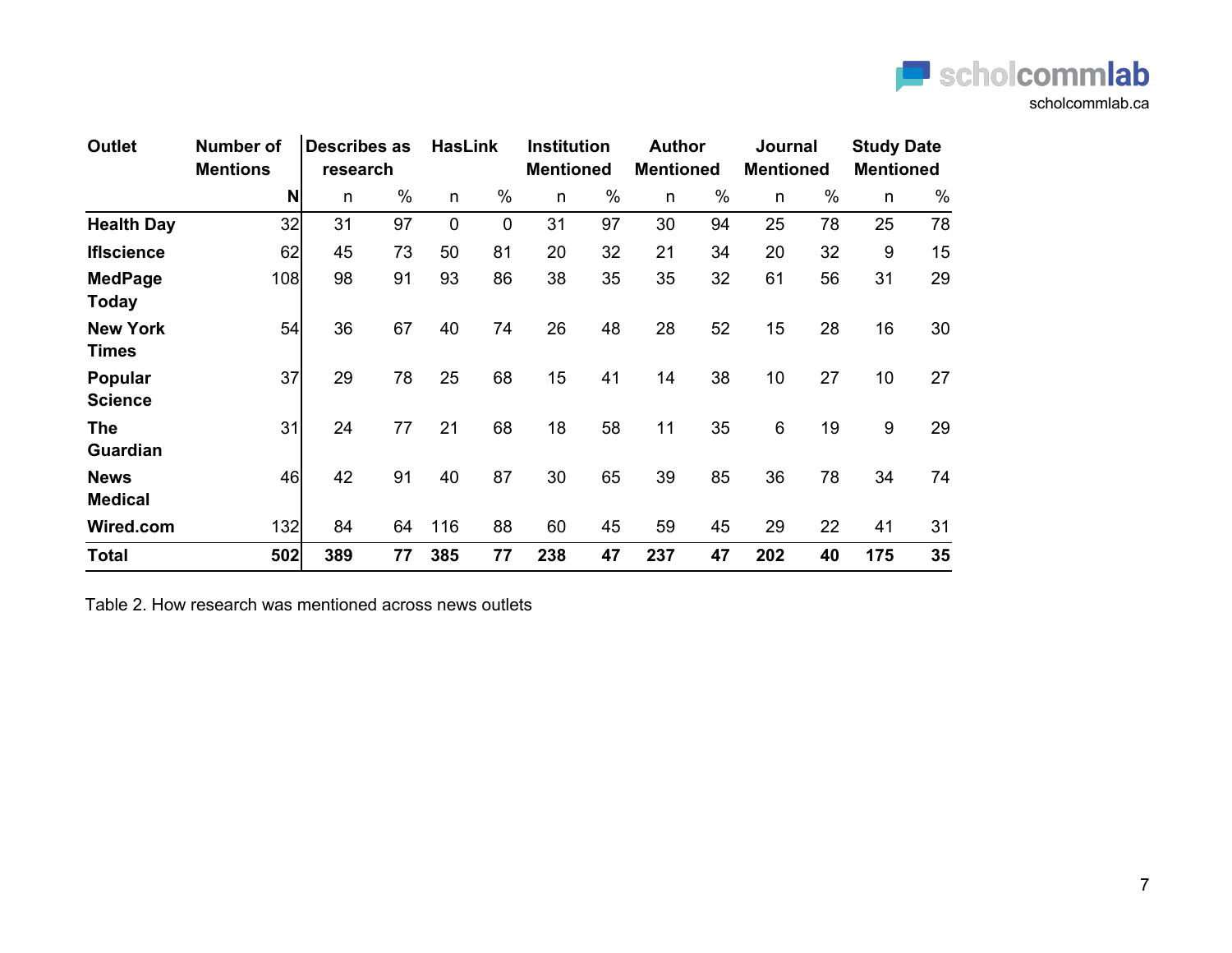| Outlet | Number of Mentions | Describes as research | | HasLink | | Institution Mentioned | | Author Mentioned | | Journal Mentioned | | Study Date Mentioned | |
|---|---|---|---|---|---|---|---|---|---|---|---|---|---|
| | N | n | % | n | % | n | % | n | % | n | % | n | % |
| **Health Day** | 32 | 31 | 97 | 0 | 0 | 31 | 97 | 30 | 94 | 25 | 78 | 25 | 78 |
| **Iflscience** | 62 | 45 | 73 | 50 | 81 | 20 | 32 | 21 | 34 | 20 | 32 | 9 | 15 |
| **MedPage Today** | 108 | 98 | 91 | 93 | 86 | 38 | 35 | 35 | 32 | 61 | 56 | 31 | 29 |
| **New York Times** | 54 | 36 | 67 | 40 | 74 | 26 | 48 | 28 | 52 | 15 | 28 | 16 | 30 |
| **Popular Science** | 37 | 29 | 78 | 25 | 68 | 15 | 41 | 14 | 38 | 10 | 27 | 10 | 27 |
| **The Guardian** | 31 | 24 | 77 | 21 | 68 | 18 | 58 | 11 | 35 | 6 | 19 | 9 | 29 |
| **News Medical** | 46 | 42 | 91 | 40 | 87 | 30 | 65 | 39 | 85 | 36 | 78 | 34 | 74 |
| **Wired.com** | 132 | 84 | 64 | 116 | 88 | 60 | 45 | 59 | 45 | 29 | 22 | 41 | 31 |
| **Total** | **502** | **389** | **77** | **385** | **77** | **238** | **47** | **237** | **47** | **202** | **40** | **175** | **35** |

Table 2. How research was mentioned across news outlets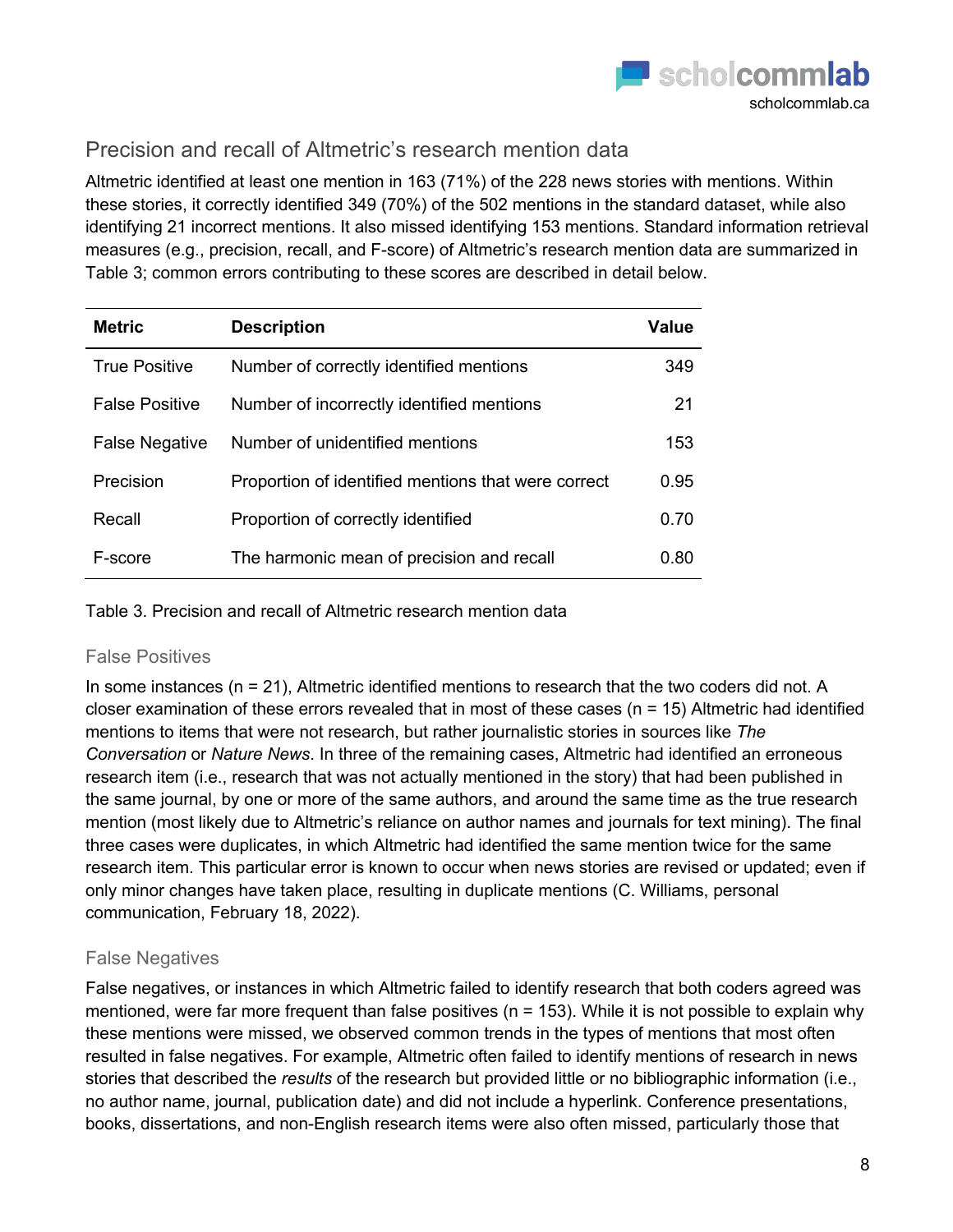## Precision and recall of Altmetric's research mention data

Altmetric identified at least one mention in 163 (71%) of the 228 news stories with mentions. Within these stories, it correctly identified 349 (70%) of the 502 mentions in the standard dataset, while also identifying 21 incorrect mentions. It also missed identifying 153 mentions. Standard information retrieval measures (e.g., precision, recall, and F-score) of Altmetric's research mention data are summarized in Table 3; common errors contributing to these scores are described in detail below.

| Metric | Description | Value |
|---|---|---|
| True Positive | Number of correctly identified mentions | 349 |
| False Positive | Number of incorrectly identified mentions | 21 |
| False Negative | Number of unidentified mentions | 153 |
| Precision | Proportion of identified mentions that were correct | 0.95 |
| Recall | Proportion of correctly identified | 0.70 |
| F-score | The harmonic mean of precision and recall | 0.80 |

Table 3. Precision and recall of Altmetric research mention data

### False Positives

In some instances (n = 21), Altmetric identified mentions to research that the two coders did not. A closer examination of these errors revealed that in most of these cases (n = 15) Altmetric had identified mentions to items that were not research, but rather journalistic stories in sources like *The Conversation* or *Nature News*. In three of the remaining cases, Altmetric had identified an erroneous research item (i.e., research that was not actually mentioned in the story) that had been published in the same journal, by one or more of the same authors, and around the same time as the true research mention (most likely due to Altmetric's reliance on author names and journals for text mining). The final three cases were duplicates, in which Altmetric had identified the same mention twice for the same research item. This particular error is known to occur when news stories are revised or updated; even if only minor changes have taken place, resulting in duplicate mentions (C. Williams, personal communication, February 18, 2022).

### False Negatives

False negatives, or instances in which Altmetric failed to identify research that both coders agreed was mentioned, were far more frequent than false positives (n = 153). While it is not possible to explain why these mentions were missed, we observed common trends in the types of mentions that most often resulted in false negatives. For example, Altmetric often failed to identify mentions of research in news stories that described the *results* of the research but provided little or no bibliographic information (i.e., no author name, journal, publication date) and did not include a hyperlink. Conference presentations, books, dissertations, and non-English research items were also often missed, particularly those that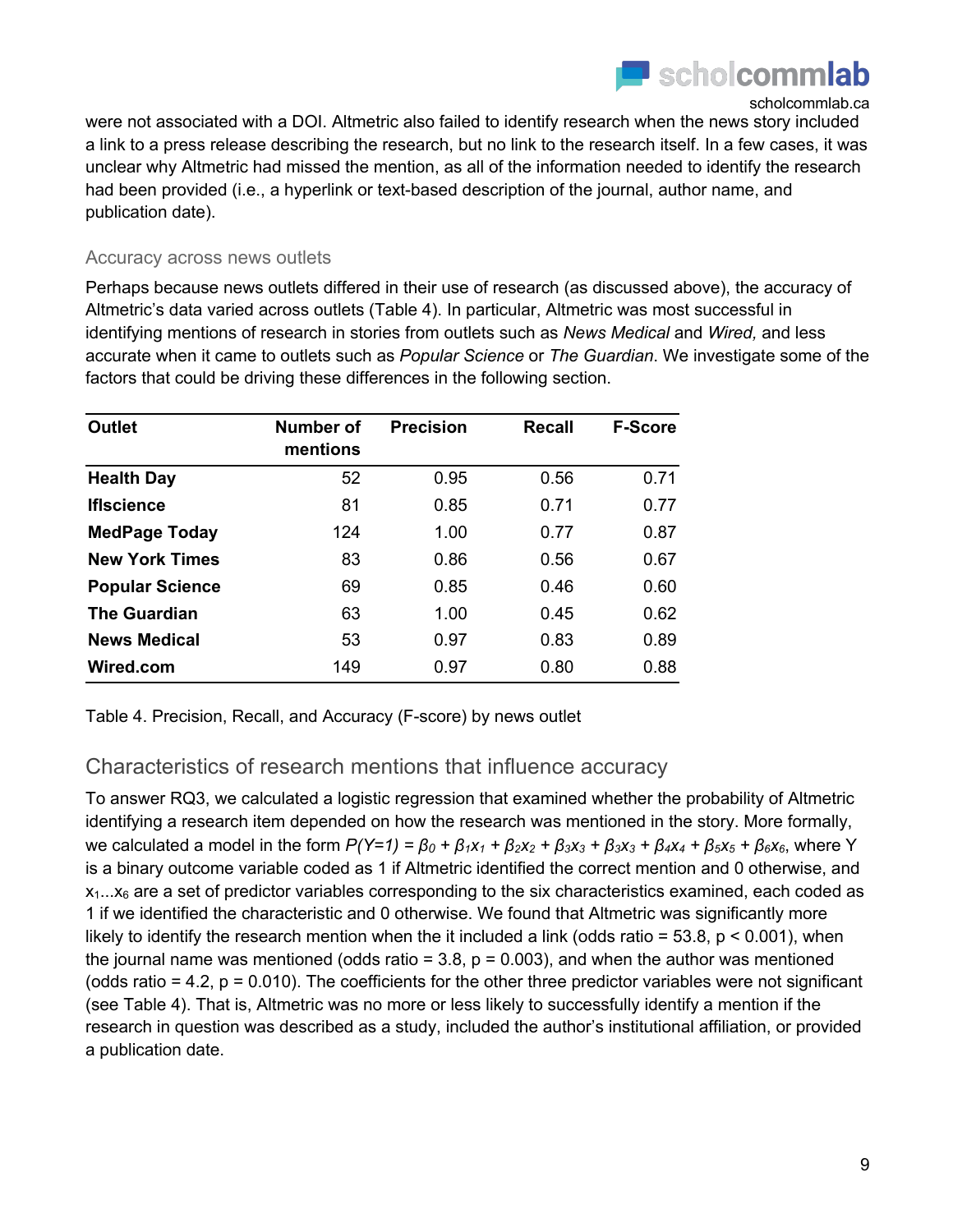were not associated with a DOI. Altmetric also failed to identify research when the news story included a link to a press release describing the research, but no link to the research itself. In a few cases, it was unclear why Altmetric had missed the mention, as all of the information needed to identify the research had been provided (i.e., a hyperlink or text-based description of the journal, author name, and publication date).

### Accuracy across news outlets

Perhaps because news outlets differed in their use of research (as discussed above), the accuracy of Altmetric's data varied across outlets (Table 4). In particular, Altmetric was most successful in identifying mentions of research in stories from outlets such as *News Medical* and *Wired,* and less accurate when it came to outlets such as *Popular Science* or *The Guardian*. We investigate some of the factors that could be driving these differences in the following section.

| Outlet | Number of mentions | Precision | Recall | F-Score |
|---|---|---|---|---|
| **Health Day** | 52 | 0.95 | 0.56 | 0.71 |
| **Iflscience** | 81 | 0.85 | 0.71 | 0.77 |
| **MedPage Today** | 124 | 1.00 | 0.77 | 0.87 |
| **New York Times** | 83 | 0.86 | 0.56 | 0.67 |
| **Popular Science** | 69 | 0.85 | 0.46 | 0.60 |
| **The Guardian** | 63 | 1.00 | 0.45 | 0.62 |
| **News Medical** | 53 | 0.97 | 0.83 | 0.89 |
| **Wired.com** | 149 | 0.97 | 0.80 | 0.88 |

Table 4. Precision, Recall, and Accuracy (F-score) by news outlet

## Characteristics of research mentions that influence accuracy

To answer RQ3, we calculated a logistic regression that examined whether the probability of Altmetric identifying a research item depended on how the research was mentioned in the story. More formally, we calculated a model in the form $P(Y=1) = \beta_0 + \beta_1 x_1 + \beta_2 x_2 + \beta_3 x_3 + \beta_3 x_3 + \beta_4 x_4 + \beta_5 x_5 + \beta_6 x_6$, where Y is a binary outcome variable coded as 1 if Altmetric identified the correct mention and 0 otherwise, and $x_1 \ldots x_6$ are a set of predictor variables corresponding to the six characteristics examined, each coded as 1 if we identified the characteristic and 0 otherwise. We found that Altmetric was significantly more likely to identify the research mention when the it included a link (odds ratio = 53.8, $p < 0.001$), when the journal name was mentioned (odds ratio = 3.8, $p = 0.003$), and when the author was mentioned (odds ratio = 4.2, $p = 0.010$). The coefficients for the other three predictor variables were not significant (see Table 4). That is, Altmetric was no more or less likely to successfully identify a mention if the research in question was described as a study, included the author's institutional affiliation, or provided a publication date.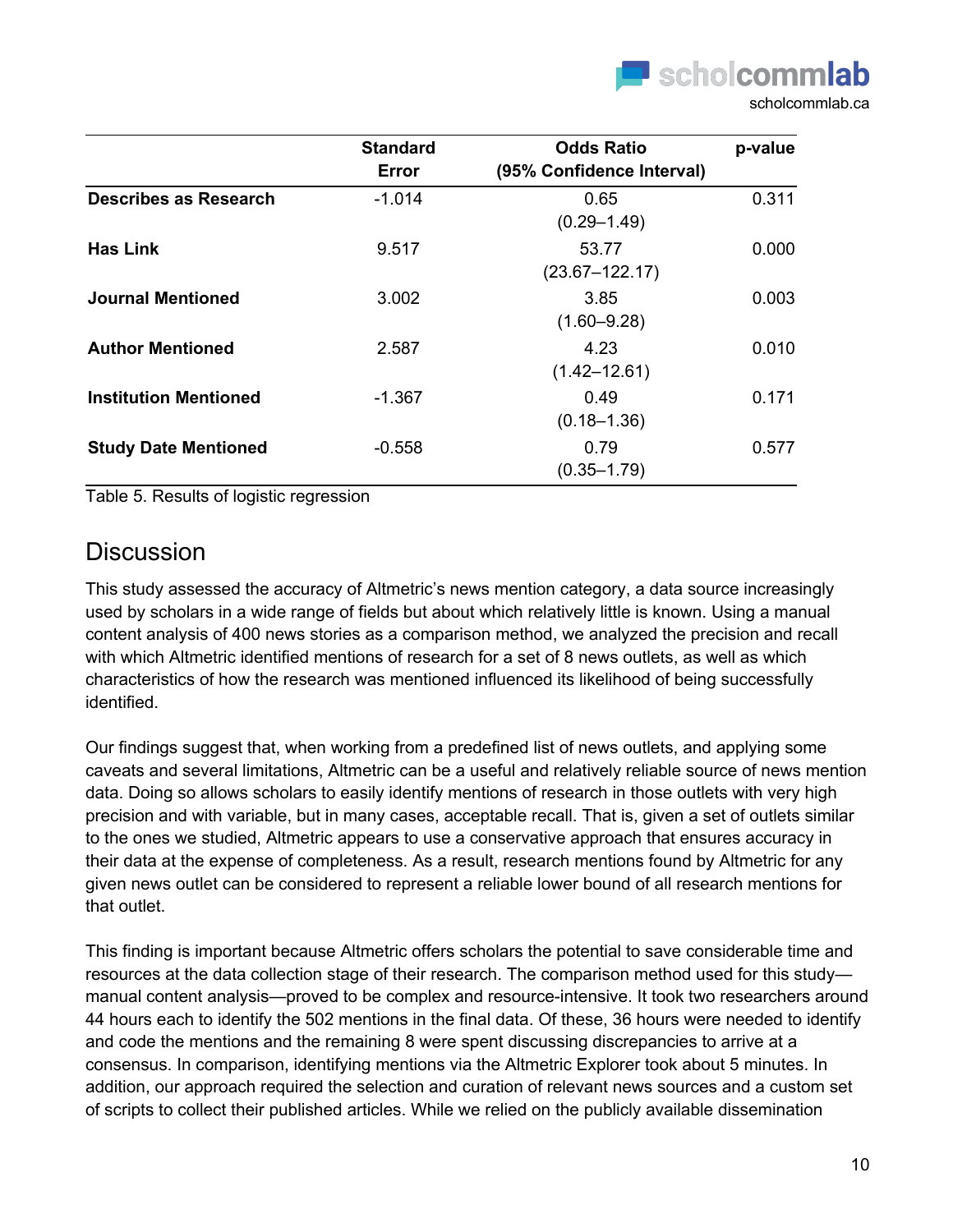| | Standard Error | Odds Ratio (95% Confidence Interval) | p-value |
|---|---|---|---|
| **Describes as Research** | -1.014 | 0.65 (0.29–1.49) | 0.311 |
| **Has Link** | 9.517 | 53.77 (23.67–122.17) | 0.000 |
| **Journal Mentioned** | 3.002 | 3.85 (1.60–9.28) | 0.003 |
| **Author Mentioned** | 2.587 | 4.23 (1.42–12.61) | 0.010 |
| **Institution Mentioned** | -1.367 | 0.49 (0.18–1.36) | 0.171 |
| **Study Date Mentioned** | -0.558 | 0.79 (0.35–1.79) | 0.577 |

Table 5. Results of logistic regression

## Discussion

This study assessed the accuracy of Altmetric's news mention category, a data source increasingly used by scholars in a wide range of fields but about which relatively little is known. Using a manual content analysis of 400 news stories as a comparison method, we analyzed the precision and recall with which Altmetric identified mentions of research for a set of 8 news outlets, as well as which characteristics of how the research was mentioned influenced its likelihood of being successfully identified.

Our findings suggest that, when working from a predefined list of news outlets, and applying some caveats and several limitations, Altmetric can be a useful and relatively reliable source of news mention data. Doing so allows scholars to easily identify mentions of research in those outlets with very high precision and with variable, but in many cases, acceptable recall. That is, given a set of outlets similar to the ones we studied, Altmetric appears to use a conservative approach that ensures accuracy in their data at the expense of completeness. As a result, research mentions found by Altmetric for any given news outlet can be considered to represent a reliable lower bound of all research mentions for that outlet.

This finding is important because Altmetric offers scholars the potential to save considerable time and resources at the data collection stage of their research. The comparison method used for this study—manual content analysis—proved to be complex and resource-intensive. It took two researchers around 44 hours each to identify the 502 mentions in the final data. Of these, 36 hours were needed to identify and code the mentions and the remaining 8 were spent discussing discrepancies to arrive at a consensus. In comparison, identifying mentions via the Altmetric Explorer took about 5 minutes. In addition, our approach required the selection and curation of relevant news sources and a custom set of scripts to collect their published articles. While we relied on the publicly available dissemination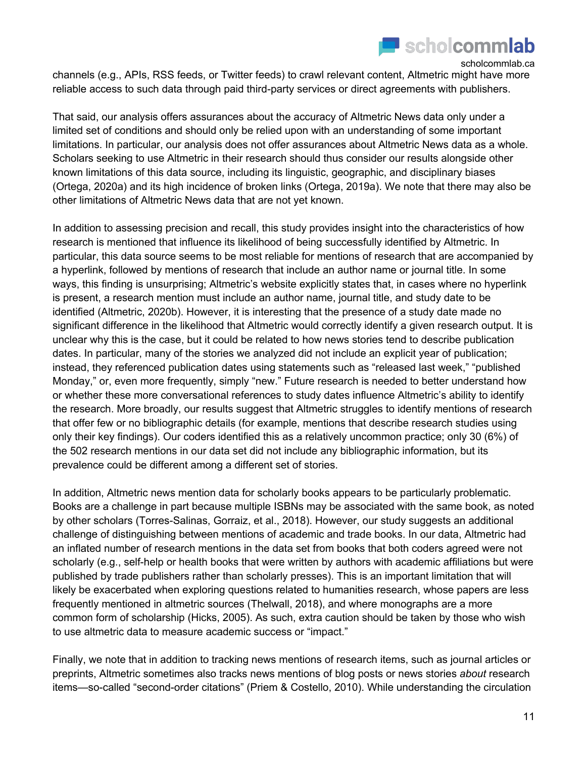channels (e.g., APIs, RSS feeds, or Twitter feeds) to crawl relevant content, Altmetric might have more reliable access to such data through paid third-party services or direct agreements with publishers.

That said, our analysis offers assurances about the accuracy of Altmetric News data only under a limited set of conditions and should only be relied upon with an understanding of some important limitations. In particular, our analysis does not offer assurances about Altmetric News data as a whole. Scholars seeking to use Altmetric in their research should thus consider our results alongside other known limitations of this data source, including its linguistic, geographic, and disciplinary biases (Ortega, 2020a) and its high incidence of broken links (Ortega, 2019a). We note that there may also be other limitations of Altmetric News data that are not yet known.

In addition to assessing precision and recall, this study provides insight into the characteristics of how research is mentioned that influence its likelihood of being successfully identified by Altmetric. In particular, this data source seems to be most reliable for mentions of research that are accompanied by a hyperlink, followed by mentions of research that include an author name or journal title. In some ways, this finding is unsurprising; Altmetric's website explicitly states that, in cases where no hyperlink is present, a research mention must include an author name, journal title, and study date to be identified (Altmetric, 2020b). However, it is interesting that the presence of a study date made no significant difference in the likelihood that Altmetric would correctly identify a given research output. It is unclear why this is the case, but it could be related to how news stories tend to describe publication dates. In particular, many of the stories we analyzed did not include an explicit year of publication; instead, they referenced publication dates using statements such as "released last week," "published Monday," or, even more frequently, simply "new." Future research is needed to better understand how or whether these more conversational references to study dates influence Altmetric's ability to identify the research. More broadly, our results suggest that Altmetric struggles to identify mentions of research that offer few or no bibliographic details (for example, mentions that describe research studies using only their key findings). Our coders identified this as a relatively uncommon practice; only 30 (6%) of the 502 research mentions in our data set did not include any bibliographic information, but its prevalence could be different among a different set of stories.

In addition, Altmetric news mention data for scholarly books appears to be particularly problematic. Books are a challenge in part because multiple ISBNs may be associated with the same book, as noted by other scholars (Torres-Salinas, Gorraiz, et al., 2018). However, our study suggests an additional challenge of distinguishing between mentions of academic and trade books. In our data, Altmetric had an inflated number of research mentions in the data set from books that both coders agreed were not scholarly (e.g., self-help or health books that were written by authors with academic affiliations but were published by trade publishers rather than scholarly presses). This is an important limitation that will likely be exacerbated when exploring questions related to humanities research, whose papers are less frequently mentioned in altmetric sources (Thelwall, 2018), and where monographs are a more common form of scholarship (Hicks, 2005). As such, extra caution should be taken by those who wish to use altmetric data to measure academic success or "impact."

Finally, we note that in addition to tracking news mentions of research items, such as journal articles or preprints, Altmetric sometimes also tracks news mentions of blog posts or news stories *about* research items—so-called "second-order citations" (Priem & Costello, 2010). While understanding the circulation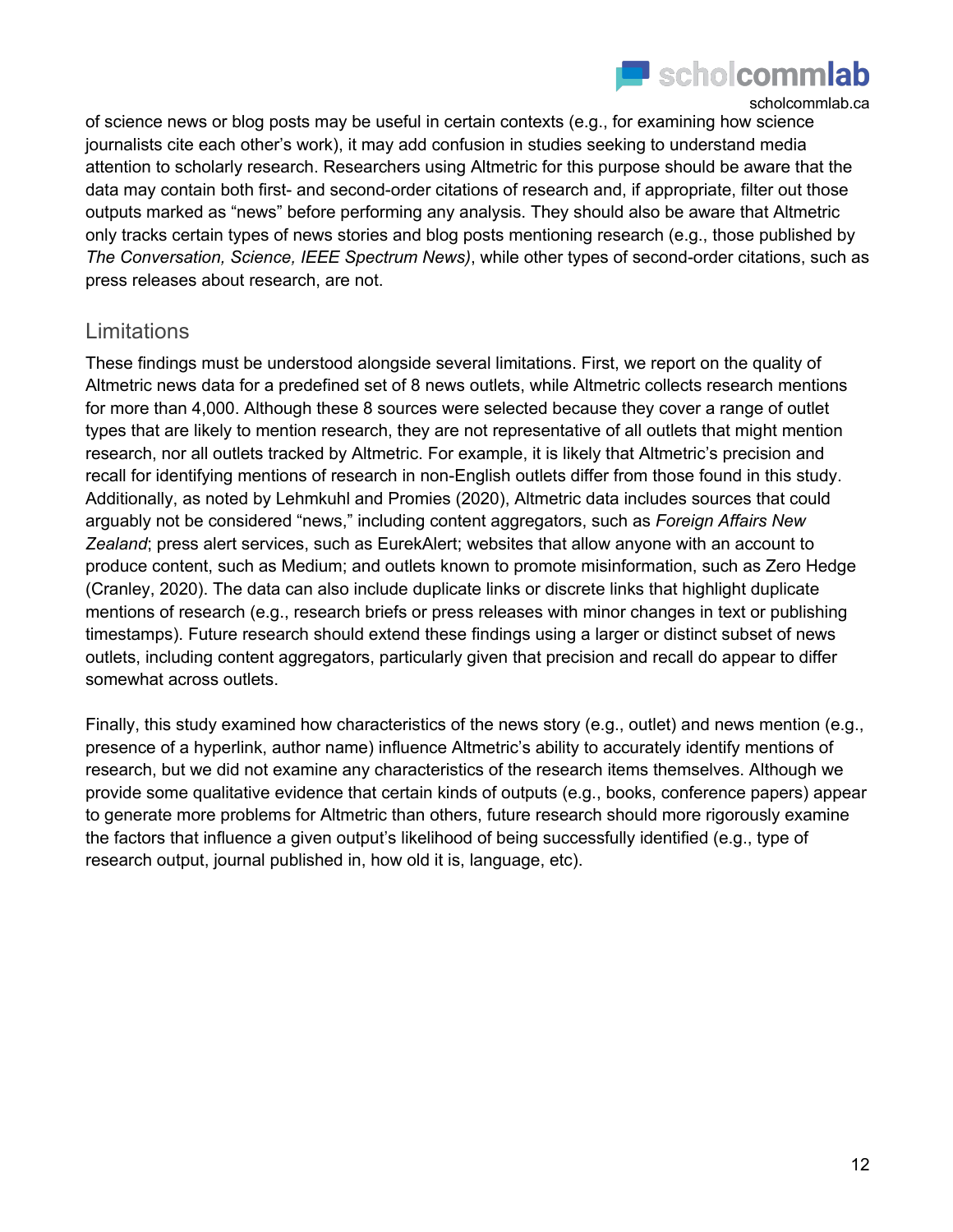of science news or blog posts may be useful in certain contexts (e.g., for examining how science journalists cite each other's work), it may add confusion in studies seeking to understand media attention to scholarly research. Researchers using Altmetric for this purpose should be aware that the data may contain both first- and second-order citations of research and, if appropriate, filter out those outputs marked as "news" before performing any analysis. They should also be aware that Altmetric only tracks certain types of news stories and blog posts mentioning research (e.g., those published by *The Conversation, Science, IEEE Spectrum News)*, while other types of second-order citations, such as press releases about research, are not.

## Limitations

These findings must be understood alongside several limitations. First, we report on the quality of Altmetric news data for a predefined set of 8 news outlets, while Altmetric collects research mentions for more than 4,000. Although these 8 sources were selected because they cover a range of outlet types that are likely to mention research, they are not representative of all outlets that might mention research, nor all outlets tracked by Altmetric. For example, it is likely that Altmetric's precision and recall for identifying mentions of research in non-English outlets differ from those found in this study. Additionally, as noted by Lehmkuhl and Promies (2020), Altmetric data includes sources that could arguably not be considered "news," including content aggregators, such as *Foreign Affairs New Zealand*; press alert services, such as EurekAlert; websites that allow anyone with an account to produce content, such as Medium; and outlets known to promote misinformation, such as Zero Hedge (Cranley, 2020). The data can also include duplicate links or discrete links that highlight duplicate mentions of research (e.g., research briefs or press releases with minor changes in text or publishing timestamps). Future research should extend these findings using a larger or distinct subset of news outlets, including content aggregators, particularly given that precision and recall do appear to differ somewhat across outlets.

Finally, this study examined how characteristics of the news story (e.g., outlet) and news mention (e.g., presence of a hyperlink, author name) influence Altmetric's ability to accurately identify mentions of research, but we did not examine any characteristics of the research items themselves. Although we provide some qualitative evidence that certain kinds of outputs (e.g., books, conference papers) appear to generate more problems for Altmetric than others, future research should more rigorously examine the factors that influence a given output's likelihood of being successfully identified (e.g., type of research output, journal published in, how old it is, language, etc).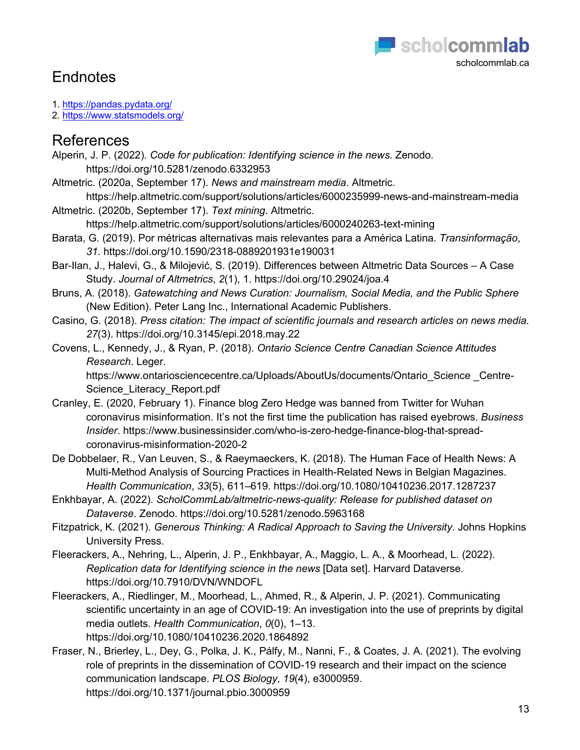# Endnotes

1. https://pandas.pydata.org/
2. https://www.statsmodels.org/

# References

Alperin, J. P. (2022). *Code for publication: Identifying science in the news*. Zenodo. https://doi.org/10.5281/zenodo.6332953

Altmetric. (2020a, September 17). *News and mainstream media*. Altmetric. https://help.altmetric.com/support/solutions/articles/6000235999-news-and-mainstream-media

Altmetric. (2020b, September 17). *Text mining*. Altmetric. https://help.altmetric.com/support/solutions/articles/6000240263-text-mining

Barata, G. (2019). Por métricas alternativas mais relevantes para a América Latina. *Transinformação*, *31*. https://doi.org/10.1590/2318-0889201931e190031

Bar-Ilan, J., Halevi, G., & Milojević, S. (2019). Differences between Altmetric Data Sources – A Case Study. *Journal of Altmetrics*, *2*(1), 1. https://doi.org/10.29024/joa.4

Bruns, A. (2018). *Gatewatching and News Curation: Journalism, Social Media, and the Public Sphere* (New Edition). Peter Lang Inc., International Academic Publishers.

Casino, G. (2018). *Press citation: The impact of scientific journals and research articles on news media*. *27*(3). https://doi.org/10.3145/epi.2018.may.22

Covens, L., Kennedy, J., & Ryan, P. (2018). *Ontario Science Centre Canadian Science Attitudes Research*. Leger. https://www.ontariosciencecentre.ca/Uploads/AboutUs/documents/Ontario_Science _Centre-Science_Literacy_Report.pdf

Cranley, E. (2020, February 1). Finance blog Zero Hedge was banned from Twitter for Wuhan coronavirus misinformation. It's not the first time the publication has raised eyebrows. *Business Insider*. https://www.businessinsider.com/who-is-zero-hedge-finance-blog-that-spread-coronavirus-misinformation-2020-2

De Dobbelaer, R., Van Leuven, S., & Raeymaeckers, K. (2018). The Human Face of Health News: A Multi-Method Analysis of Sourcing Practices in Health-Related News in Belgian Magazines. *Health Communication*, *33*(5), 611–619. https://doi.org/10.1080/10410236.2017.1287237

Enkhbayar, A. (2022). *ScholCommLab/altmetric-news-quality: Release for published dataset on Dataverse*. Zenodo. https://doi.org/10.5281/zenodo.5963168

Fitzpatrick, K. (2021). *Generous Thinking: A Radical Approach to Saving the University*. Johns Hopkins University Press.

Fleerackers, A., Nehring, L., Alperin, J. P., Enkhbayar, A., Maggio, L. A., & Moorhead, L. (2022). *Replication data for Identifying science in the news* [Data set]. Harvard Dataverse. https://doi.org/10.7910/DVN/WNDOFL

Fleerackers, A., Riedlinger, M., Moorhead, L., Ahmed, R., & Alperin, J. P. (2021). Communicating scientific uncertainty in an age of COVID-19: An investigation into the use of preprints by digital media outlets. *Health Communication*, *0*(0), 1–13. https://doi.org/10.1080/10410236.2020.1864892

Fraser, N., Brierley, L., Dey, G., Polka, J. K., Pálfy, M., Nanni, F., & Coates, J. A. (2021). The evolving role of preprints in the dissemination of COVID-19 research and their impact on the science communication landscape. *PLOS Biology*, *19*(4), e3000959. https://doi.org/10.1371/journal.pbio.3000959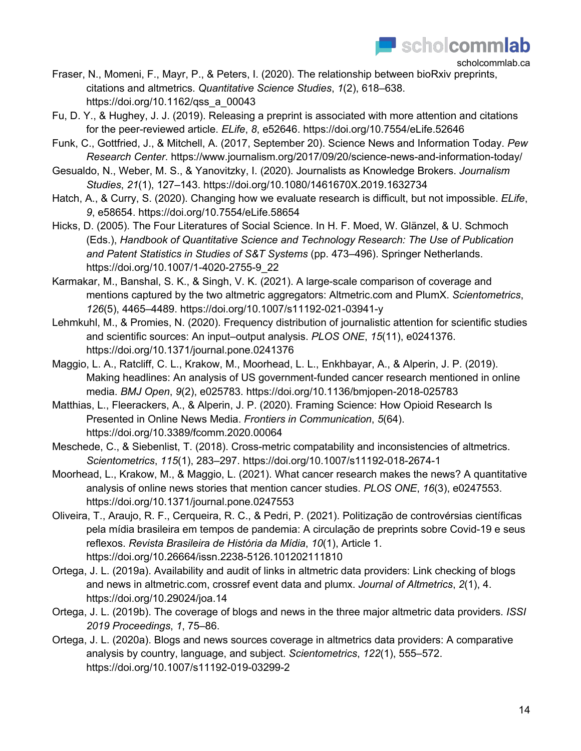Fraser, N., Momeni, F., Mayr, P., & Peters, I. (2020). The relationship between bioRxiv preprints, citations and altmetrics. *Quantitative Science Studies*, *1*(2), 618–638. https://doi.org/10.1162/qss_a_00043

Fu, D. Y., & Hughey, J. J. (2019). Releasing a preprint is associated with more attention and citations for the peer-reviewed article. *ELife*, *8*, e52646. https://doi.org/10.7554/eLife.52646

Funk, C., Gottfried, J., & Mitchell, A. (2017, September 20). Science News and Information Today. *Pew Research Center*. https://www.journalism.org/2017/09/20/science-news-and-information-today/

Gesualdo, N., Weber, M. S., & Yanovitzky, I. (2020). Journalists as Knowledge Brokers. *Journalism Studies*, *21*(1), 127–143. https://doi.org/10.1080/1461670X.2019.1632734

Hatch, A., & Curry, S. (2020). Changing how we evaluate research is difficult, but not impossible. *ELife*, *9*, e58654. https://doi.org/10.7554/eLife.58654

Hicks, D. (2005). The Four Literatures of Social Science. In H. F. Moed, W. Glänzel, & U. Schmoch (Eds.), *Handbook of Quantitative Science and Technology Research: The Use of Publication and Patent Statistics in Studies of S&T Systems* (pp. 473–496). Springer Netherlands. https://doi.org/10.1007/1-4020-2755-9_22

Karmakar, M., Banshal, S. K., & Singh, V. K. (2021). A large-scale comparison of coverage and mentions captured by the two altmetric aggregators: Altmetric.com and PlumX. *Scientometrics*, *126*(5), 4465–4489. https://doi.org/10.1007/s11192-021-03941-y

Lehmkuhl, M., & Promies, N. (2020). Frequency distribution of journalistic attention for scientific studies and scientific sources: An input–output analysis. *PLOS ONE*, *15*(11), e0241376. https://doi.org/10.1371/journal.pone.0241376

Maggio, L. A., Ratcliff, C. L., Krakow, M., Moorhead, L. L., Enkhbayar, A., & Alperin, J. P. (2019). Making headlines: An analysis of US government-funded cancer research mentioned in online media. *BMJ Open*, *9*(2), e025783. https://doi.org/10.1136/bmjopen-2018-025783

Matthias, L., Fleerackers, A., & Alperin, J. P. (2020). Framing Science: How Opioid Research Is Presented in Online News Media. *Frontiers in Communication*, *5*(64). https://doi.org/10.3389/fcomm.2020.00064

Meschede, C., & Siebenlist, T. (2018). Cross-metric compatability and inconsistencies of altmetrics. *Scientometrics*, *115*(1), 283–297. https://doi.org/10.1007/s11192-018-2674-1

Moorhead, L., Krakow, M., & Maggio, L. (2021). What cancer research makes the news? A quantitative analysis of online news stories that mention cancer studies. *PLOS ONE*, *16*(3), e0247553. https://doi.org/10.1371/journal.pone.0247553

Oliveira, T., Araujo, R. F., Cerqueira, R. C., & Pedri, P. (2021). Politização de controvérsias científicas pela mídia brasileira em tempos de pandemia: A circulação de preprints sobre Covid-19 e seus reflexos. *Revista Brasileira de História da Mídia*, *10*(1), Article 1. https://doi.org/10.26664/issn.2238-5126.101202111810

Ortega, J. L. (2019a). Availability and audit of links in altmetric data providers: Link checking of blogs and news in altmetric.com, crossref event data and plumx. *Journal of Altmetrics*, *2*(1), 4. https://doi.org/10.29024/joa.14

Ortega, J. L. (2019b). The coverage of blogs and news in the three major altmetric data providers. *ISSI 2019 Proceedings*, *1*, 75–86.

Ortega, J. L. (2020a). Blogs and news sources coverage in altmetrics data providers: A comparative analysis by country, language, and subject. *Scientometrics*, *122*(1), 555–572. https://doi.org/10.1007/s11192-019-03299-2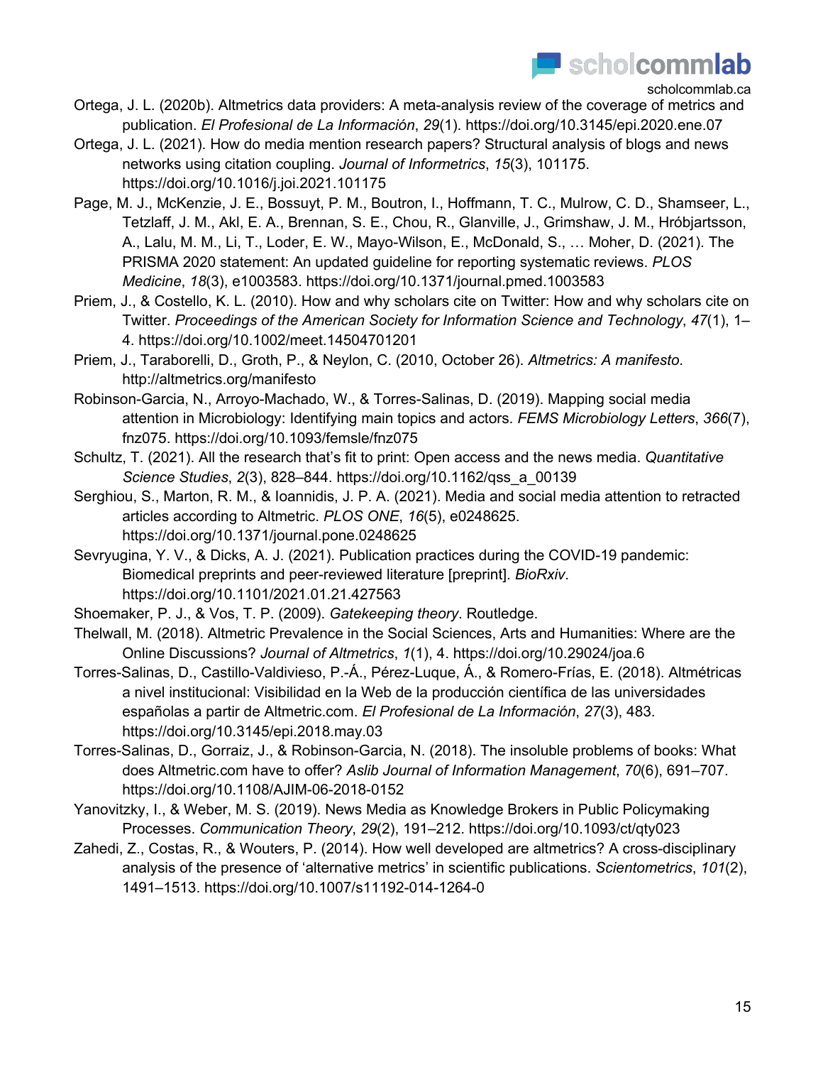Ortega, J. L. (2020b). Altmetrics data providers: A meta-analysis review of the coverage of metrics and publication. *El Profesional de La Información*, *29*(1). https://doi.org/10.3145/epi.2020.ene.07

Ortega, J. L. (2021). How do media mention research papers? Structural analysis of blogs and news networks using citation coupling. *Journal of Informetrics*, *15*(3), 101175. https://doi.org/10.1016/j.joi.2021.101175

Page, M. J., McKenzie, J. E., Bossuyt, P. M., Boutron, I., Hoffmann, T. C., Mulrow, C. D., Shamseer, L., Tetzlaff, J. M., Akl, E. A., Brennan, S. E., Chou, R., Glanville, J., Grimshaw, J. M., Hróbjartsson, A., Lalu, M. M., Li, T., Loder, E. W., Mayo-Wilson, E., McDonald, S., … Moher, D. (2021). The PRISMA 2020 statement: An updated guideline for reporting systematic reviews. *PLOS Medicine*, *18*(3), e1003583. https://doi.org/10.1371/journal.pmed.1003583

Priem, J., & Costello, K. L. (2010). How and why scholars cite on Twitter: How and why scholars cite on Twitter. *Proceedings of the American Society for Information Science and Technology*, *47*(1), 1–4. https://doi.org/10.1002/meet.14504701201

Priem, J., Taraborelli, D., Groth, P., & Neylon, C. (2010, October 26). *Altmetrics: A manifesto*. http://altmetrics.org/manifesto

Robinson-Garcia, N., Arroyo-Machado, W., & Torres-Salinas, D. (2019). Mapping social media attention in Microbiology: Identifying main topics and actors. *FEMS Microbiology Letters*, *366*(7), fnz075. https://doi.org/10.1093/femsle/fnz075

Schultz, T. (2021). All the research that's fit to print: Open access and the news media. *Quantitative Science Studies*, *2*(3), 828–844. https://doi.org/10.1162/qss_a_00139

Serghiou, S., Marton, R. M., & Ioannidis, J. P. A. (2021). Media and social media attention to retracted articles according to Altmetric. *PLOS ONE*, *16*(5), e0248625. https://doi.org/10.1371/journal.pone.0248625

Sevryugina, Y. V., & Dicks, A. J. (2021). Publication practices during the COVID-19 pandemic: Biomedical preprints and peer-reviewed literature [preprint]. *BioRxiv*. https://doi.org/10.1101/2021.01.21.427563

Shoemaker, P. J., & Vos, T. P. (2009). *Gatekeeping theory*. Routledge.

Thelwall, M. (2018). Altmetric Prevalence in the Social Sciences, Arts and Humanities: Where are the Online Discussions? *Journal of Altmetrics*, *1*(1), 4. https://doi.org/10.29024/joa.6

Torres-Salinas, D., Castillo-Valdivieso, P.-Á., Pérez-Luque, Á., & Romero-Frías, E. (2018). Altmétricas a nivel institucional: Visibilidad en la Web de la producción científica de las universidades españolas a partir de Altmetric.com. *El Profesional de La Información*, *27*(3), 483. https://doi.org/10.3145/epi.2018.may.03

Torres-Salinas, D., Gorraiz, J., & Robinson-Garcia, N. (2018). The insoluble problems of books: What does Altmetric.com have to offer? *Aslib Journal of Information Management*, *70*(6), 691–707. https://doi.org/10.1108/AJIM-06-2018-0152

Yanovitzky, I., & Weber, M. S. (2019). News Media as Knowledge Brokers in Public Policymaking Processes. *Communication Theory*, *29*(2), 191–212. https://doi.org/10.1093/ct/qty023

Zahedi, Z., Costas, R., & Wouters, P. (2014). How well developed are altmetrics? A cross-disciplinary analysis of the presence of 'alternative metrics' in scientific publications. *Scientometrics*, *101*(2), 1491–1513. https://doi.org/10.1007/s11192-014-1264-0